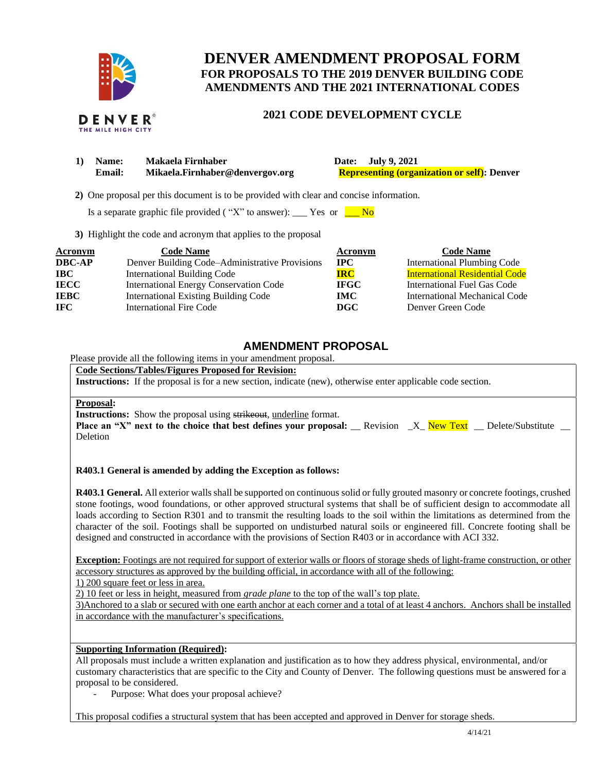# DENVER AMENDMENT PROPOSAL FORM

## FOR PROPOSALS TO THE 2019 DENVER BUILDING CODE AMENDMENTS AND THE 2021 INTERNATIONAL CODES

### 2021 CODE DEVELOPMENT CYCLE

1) **Name:** **Makaela Firnhaber** **Date:** **July 9, 2021**
   **Email:** **Mikaela.Firnhaber@denvergov.org** **Representing (organization or self): Denver**

2) One proposal per this document is to be provided with clear and concise information.

   Is a separate graphic file provided ( "X" to answer): ___ Yes or ___ No

3) Highlight the code and acronym that applies to the proposal

| Acronym | Code Name | Acronym | Code Name |
|---|---|---|---|
| **DBC-AP** | Denver Building Code–Administrative Provisions | **IPC** | International Plumbing Code |
| **IBC** | International Building Code | **IRC** | International Residential Code |
| **IECC** | International Energy Conservation Code | **IFGC** | International Fuel Gas Code |
| **IEBC** | International Existing Building Code | **IMC** | International Mechanical Code |
| **IFC** | International Fire Code | **DGC** | Denver Green Code |

## AMENDMENT PROPOSAL

Please provide all the following items in your amendment proposal.

**Code Sections/Tables/Figures Proposed for Revision:**
**Instructions:** If the proposal is for a new section, indicate (new), otherwise enter applicable code section.

**Proposal:**
**Instructions:** Show the proposal using ~~strikeout~~, <u>underline</u> format.
**Place an "X" next to the choice that best defines your proposal:** __ Revision _X_ New Text __ Delete/Substitute __ Deletion

**R403.1 General is amended by adding the Exception as follows:**

**R403.1 General.** All exterior walls shall be supported on continuous solid or fully grouted masonry or concrete footings, crushed stone footings, wood foundations, or other approved structural systems that shall be of sufficient design to accommodate all loads according to Section R301 and to transmit the resulting loads to the soil within the limitations as determined from the character of the soil. Footings shall be supported on undisturbed natural soils or engineered fill. Concrete footing shall be designed and constructed in accordance with the provisions of Section R403 or in accordance with ACI 332.

<u>**Exception:** Footings are not required for support of exterior walls or floors of storage sheds of light-frame construction, or other accessory structures as approved by the building official, in accordance with all of the following:</u>
<u>1) 200 square feet or less in area.</u>
<u>2) 10 feet or less in height, measured from *grade plane* to the top of the wall's top plate.</u>
<u>3)Anchored to a slab or secured with one earth anchor at each corner and a total of at least 4 anchors. Anchors shall be installed in accordance with the manufacturer's specifications.</u>

**Supporting Information (Required):**
All proposals must include a written explanation and justification as to how they address physical, environmental, and/or customary characteristics that are specific to the City and County of Denver. The following questions must be answered for a proposal to be considered.

- Purpose: What does your proposal achieve?

This proposal codifies a structural system that has been accepted and approved in Denver for storage sheds.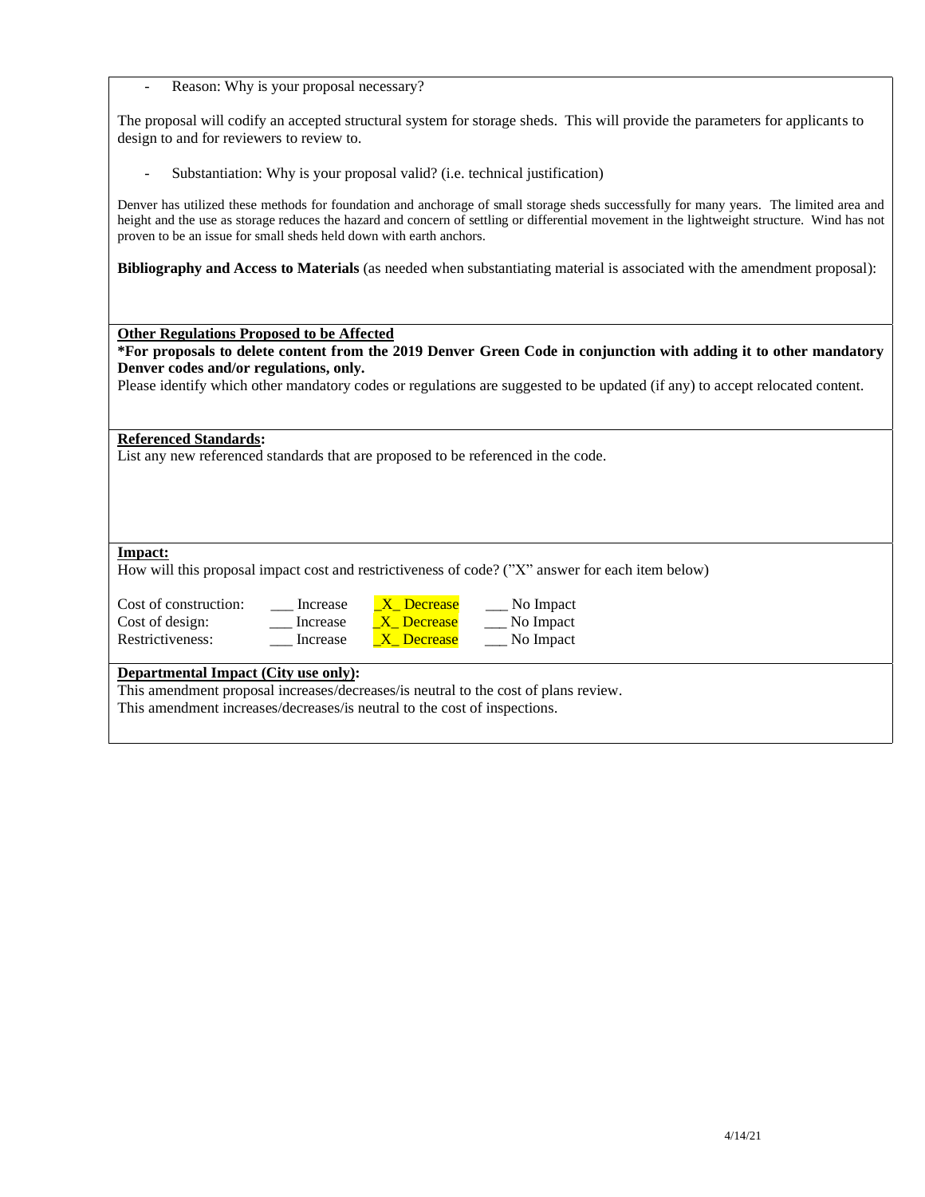- Reason: Why is your proposal necessary?

The proposal will codify an accepted structural system for storage sheds. This will provide the parameters for applicants to design to and for reviewers to review to.

- Substantiation: Why is your proposal valid? (i.e. technical justification)

Denver has utilized these methods for foundation and anchorage of small storage sheds successfully for many years. The limited area and height and the use as storage reduces the hazard and concern of settling or differential movement in the lightweight structure. Wind has not proven to be an issue for small sheds held down with earth anchors.

**Bibliography and Access to Materials** (as needed when substantiating material is associated with the amendment proposal):

**Other Regulations Proposed to be Affected**

***For proposals to delete content from the 2019 Denver Green Code in conjunction with adding it to other mandatory Denver codes and/or regulations, only.**

Please identify which other mandatory codes or regulations are suggested to be updated (if any) to accept relocated content.

**Referenced Standards:**

List any new referenced standards that are proposed to be referenced in the code.

**Impact:**

How will this proposal impact cost and restrictiveness of code? ("X" answer for each item below)

| | | | |
|---|---|---|---|
| Cost of construction: | ___ Increase | _X_ Decrease | ___ No Impact |
| Cost of design: | ___ Increase | _X_ Decrease | ___ No Impact |
| Restrictiveness: | ___ Increase | _X_ Decrease | ___ No Impact |

**Departmental Impact (City use only):**

This amendment proposal increases/decreases/is neutral to the cost of plans review.

This amendment increases/decreases/is neutral to the cost of inspections.

4/14/21